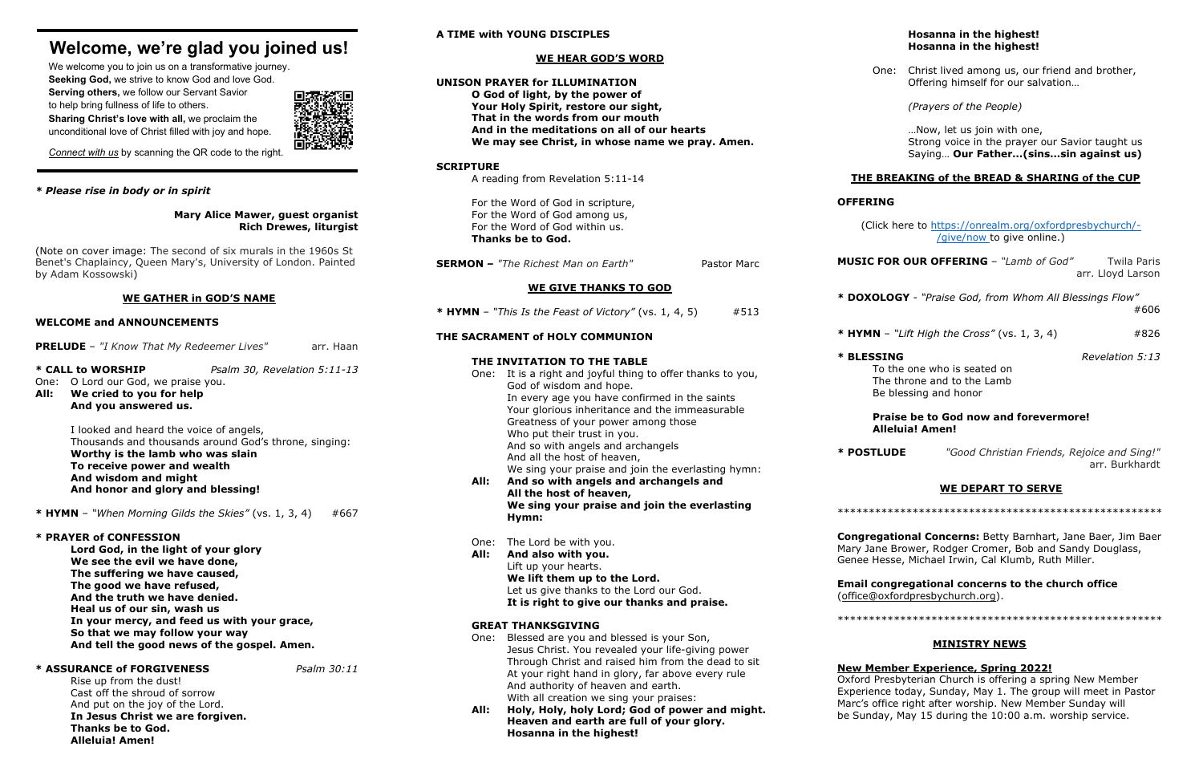# Welcome, we're glad you joined us!

We welcome you to join us on a transformative journey.
**Seeking God,** we strive to know God and love God.
**Serving others,** we follow our Servant Savior to help bring fullness of life to others.
**Sharing Christ's love with all,** we proclaim the unconditional love of Christ filled with joy and hope.

*Connect with us* by scanning the QR code to the right.

***\* Please rise in body or in spirit***

**Mary Alice Mawer, guest organist**
**Rich Drewes, liturgist**

(Note on cover image: The second of six murals in the 1960s St Benet's Chaplaincy, Queen Mary's, University of London. Painted by Adam Kossowski)

## WE GATHER in GOD'S NAME

**WELCOME and ANNOUNCEMENTS**

**PRELUDE** – *"I Know That My Redeemer Lives"* arr. Haan

**\* CALL to WORSHIP** *Psalm 30, Revelation 5:11-13*

One: O Lord our God, we praise you.
**All: We cried to you for help**
**And you answered us.**

I looked and heard the voice of angels,
Thousands and thousands around God's throne, singing:
**Worthy is the lamb who was slain**
**To receive power and wealth**
**And wisdom and might**
**And honor and glory and blessing!**

**\* HYMN** – *"When Morning Gilds the Skies"* (vs. 1, 3, 4) #667

**\* PRAYER of CONFESSION**

**Lord God, in the light of your glory**
**We see the evil we have done,**
**The suffering we have caused,**
**The good we have refused,**
**And the truth we have denied.**
**Heal us of our sin, wash us**
**In your mercy, and feed us with your grace,**
**So that we may follow your way**
**And tell the good news of the gospel. Amen.**

**\* ASSURANCE of FORGIVENESS** *Psalm 30:11*

Rise up from the dust!
Cast off the shroud of sorrow
And put on the joy of the Lord.
**In Jesus Christ we are forgiven.**
**Thanks be to God.**
**Alleluia! Amen!**

**A TIME with YOUNG DISCIPLES**

## WE HEAR GOD'S WORD

**UNISON PRAYER for ILLUMINATION**

**O God of light, by the power of**
**Your Holy Spirit, restore our sight,**
**That in the words from our mouth**
**And in the meditations on all of our hearts**
**We may see Christ, in whose name we pray. Amen.**

**SCRIPTURE**

A reading from Revelation 5:11-14

For the Word of God in scripture,
For the Word of God among us,
For the Word of God within us.
**Thanks be to God.**

**SERMON –** *"The Richest Man on Earth"* Pastor Marc

## WE GIVE THANKS TO GOD

**\* HYMN** – *"This Is the Feast of Victory"* (vs. 1, 4, 5) #513

**THE SACRAMENT of HOLY COMMUNION**

**THE INVITATION TO THE TABLE**

One: It is a right and joyful thing to offer thanks to you,
God of wisdom and hope.
In every age you have confirmed in the saints
Your glorious inheritance and the immeasurable
Greatness of your power among those
Who put their trust in you.
And so with angels and archangels
And all the host of heaven,
We sing your praise and join the everlasting hymn:
**All: And so with angels and archangels and**
**All the host of heaven,**
**We sing your praise and join the everlasting Hymn:**

One: The Lord be with you.
**All: And also with you.**
Lift up your hearts.
**We lift them up to the Lord.**
Let us give thanks to the Lord our God.
**It is right to give our thanks and praise.**

**GREAT THANKSGIVING**

One: Blessed are you and blessed is your Son,
Jesus Christ. You revealed your life-giving power
Through Christ and raised him from the dead to sit
At your right hand in glory, far above every rule
And authority of heaven and earth.
With all creation we sing your praises:
**All: Holy, Holy, holy Lord; God of power and might.**
**Heaven and earth are full of your glory.**
**Hosanna in the highest!**
**Hosanna in the highest!**
**Hosanna in the highest!**

One: Christ lived among us, our friend and brother,
Offering himself for our salvation…

*(Prayers of the People)*

…Now, let us join with one,
Strong voice in the prayer our Savior taught us
Saying… **Our Father…(sins…sin against us)**

**THE BREAKING of the BREAD & SHARING of the CUP**

**OFFERING**

(Click here to https://onrealm.org/oxfordpresbychurch/-/give/now to give online.)

**MUSIC FOR OUR OFFERING** – *"Lamb of God"* Twila Paris arr. Lloyd Larson

**\* DOXOLOGY** - *"Praise God, from Whom All Blessings Flow"* #606

**\* HYMN** – *"Lift High the Cross"* (vs. 1, 3, 4) #826

**\* BLESSING** *Revelation 5:13*

To the one who is seated on
The throne and to the Lamb
Be blessing and honor

**Praise be to God now and forevermore!**
**Alleluia! Amen!**

**\* POSTLUDE** *"Good Christian Friends, Rejoice and Sing!"* arr. Burkhardt

## WE DEPART TO SERVE

\*\*\*\*\*\*\*\*\*\*\*\*\*\*\*\*\*\*\*\*\*\*\*\*\*\*\*\*\*\*\*\*\*\*\*\*\*\*\*\*\*\*\*\*\*\*\*\*\*\*\*\*

**Congregational Concerns:** Betty Barnhart, Jane Baer, Jim Baer Mary Jane Brower, Rodger Cromer, Bob and Sandy Douglass, Genee Hesse, Michael Irwin, Cal Klumb, Ruth Miller.

**Email congregational concerns to the church office** (office@oxfordpresbychurch.org).

\*\*\*\*\*\*\*\*\*\*\*\*\*\*\*\*\*\*\*\*\*\*\*\*\*\*\*\*\*\*\*\*\*\*\*\*\*\*\*\*\*\*\*\*\*\*\*\*\*\*\*\*

## MINISTRY NEWS

**New Member Experience, Spring 2022!**
Oxford Presbyterian Church is offering a spring New Member Experience today, Sunday, May 1. The group will meet in Pastor Marc's office right after worship. New Member Sunday will be Sunday, May 15 during the 10:00 a.m. worship service.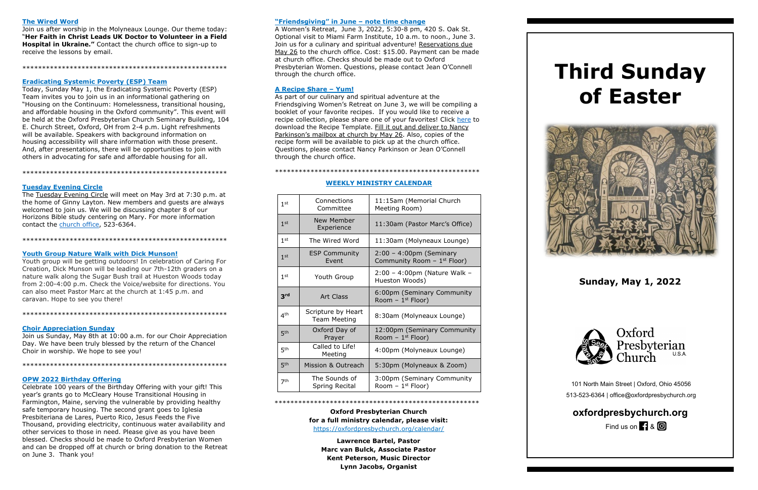## The Wired Word

Join us after worship in the Molyneaux Lounge. Our theme today: "**Her Faith in Christ Leads UK Doctor to Volunteer in a Field Hospital in Ukraine.**" Contact the church office to sign-up to receive the lessons by email.

*****************************************************

## Eradicating Systemic Poverty (ESP) Team

Today, Sunday May 1, the Eradicating Systemic Poverty (ESP) Team invites you to join us in an informational gathering on "Housing on the Continuum: Homelessness, transitional housing, and affordable housing in the Oxford community". This event will be held at the Oxford Presbyterian Church Seminary Building, 104 E. Church Street, Oxford, OH from 2-4 p.m. Light refreshments will be available. Speakers with background information on housing accessibility will share information with those present. And, after presentations, there will be opportunities to join with others in advocating for safe and affordable housing for all.

*****************************************************

## Tuesday Evening Circle

The Tuesday Evening Circle will meet on May 3rd at 7:30 p.m. at the home of Ginny Layton. New members and guests are always welcomed to join us. We will be discussing chapter 8 of our Horizons Bible study centering on Mary. For more information contact the church office, 523-6364.

*****************************************************

## Youth Group Nature Walk with Dick Munson!

Youth group will be getting outdoors! In celebration of Caring For Creation, Dick Munson will be leading our 7th-12th graders on a nature walk along the Sugar Bush trail at Hueston Woods today from 2:00-4:00 p.m. Check the Voice/website for directions. You can also meet Pastor Marc at the church at 1:45 p.m. and caravan. Hope to see you there!

*****************************************************

## Choir Appreciation Sunday

Join us Sunday, May 8th at 10:00 a.m. for our Choir Appreciation Day. We have been truly blessed by the return of the Chancel Choir in worship. We hope to see you!

*****************************************************

## OPW 2022 Birthday Offering

Celebrate 100 years of the Birthday Offering with your gift! This year's grants go to McCleary House Transitional Housing in Farmington, Maine, serving the vulnerable by providing healthy safe temporary housing. The second grant goes to Iglesia Presbiteriana de Lares, Puerto Rico, Jesus Feeds the Five Thousand, providing electricity, continuous water availability and other services to those in need. Please give as you have been blessed. Checks should be made to Oxford Presbyterian Women and can be dropped off at church or bring donation to the Retreat on June 3. Thank you!

## "Friendsgiving" in June – note time change

A Women's Retreat, June 3, 2022, 5:30-8 pm, 420 S. Oak St. Optional visit to Miami Farm Institute, 10 a.m. to noon., June 3. Join us for a culinary and spiritual adventure! Reservations due May 26 to the church office. Cost: $15.00. Payment can be made at church office. Checks should be made out to Oxford Presbyterian Women. Questions, please contact Jean O'Connell through the church office.

## A Recipe Share – Yum!

As part of our culinary and spiritual adventure at the Friendsgiving Women's Retreat on June 3, we will be compiling a booklet of your favorite recipes. If you would like to receive a recipe collection, please share one of your favorites! Click here to download the Recipe Template. Fill it out and deliver to Nancy Parkinson's mailbox at church by May 26. Also, copies of the recipe form will be available to pick up at the church office. Questions, please contact Nancy Parkinson or Jean O'Connell through the church office.

*****************************************************

## WEEKLY MINISTRY CALENDAR

| | | |
|---|---|---|
| 1st | Connections Committee | 11:15am (Memorial Church Meeting Room) |
| 1st | New Member Experience | 11:30am (Pastor Marc's Office) |
| 1st | The Wired Word | 11:30am (Molyneaux Lounge) |
| 1st | ESP Community Event | 2:00 – 4:00pm (Seminary Community Room – 1st Floor) |
| 1st | Youth Group | 2:00 – 4:00pm (Nature Walk – Hueston Woods) |
| **3rd** | Art Class | 6:00pm (Seminary Community Room – 1st Floor) |
| 4th | Scripture by Heart Team Meeting | 8:30am (Molyneaux Lounge) |
| 5th | Oxford Day of Prayer | 12:00pm (Seminary Community Room – 1st Floor) |
| 5th | Called to Life! Meeting | 4:00pm (Molyneaux Lounge) |
| 5th | Mission & Outreach | 5:30pm (Molyneaux & Zoom) |
| 7th | The Sounds of Spring Recital | 3:00pm (Seminary Community Room – 1st Floor) |

*****************************************************

**Oxford Presbyterian Church**
**for a full ministry calendar, please visit:**
https://oxfordpresbychurch.org/calendar/

**Lawrence Bartel, Pastor**
**Marc van Bulck, Associate Pastor**
**Kent Peterson, Music Director**
**Lynn Jacobs, Organist**

# Third Sunday of Easter

## Sunday, May 1, 2022

Oxford Presbyterian Church U.S.A.

101 North Main Street | Oxford, Ohio 45056
513-523-6364 | office@oxfordpresbychurch.org

## oxfordpresbychurch.org

Find us on Facebook & Instagram